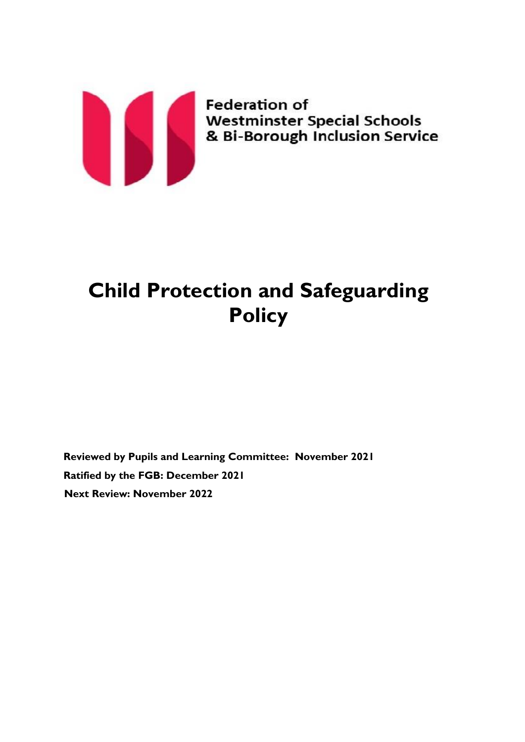Federation of
Westminster Special Schools
& Bi-Borough Inclusion Service

# Child Protection and Safeguarding Policy

**Reviewed by Pupils and Learning Committee: November 2021**

**Ratified by the FGB: December 2021**

**Next Review: November 2022**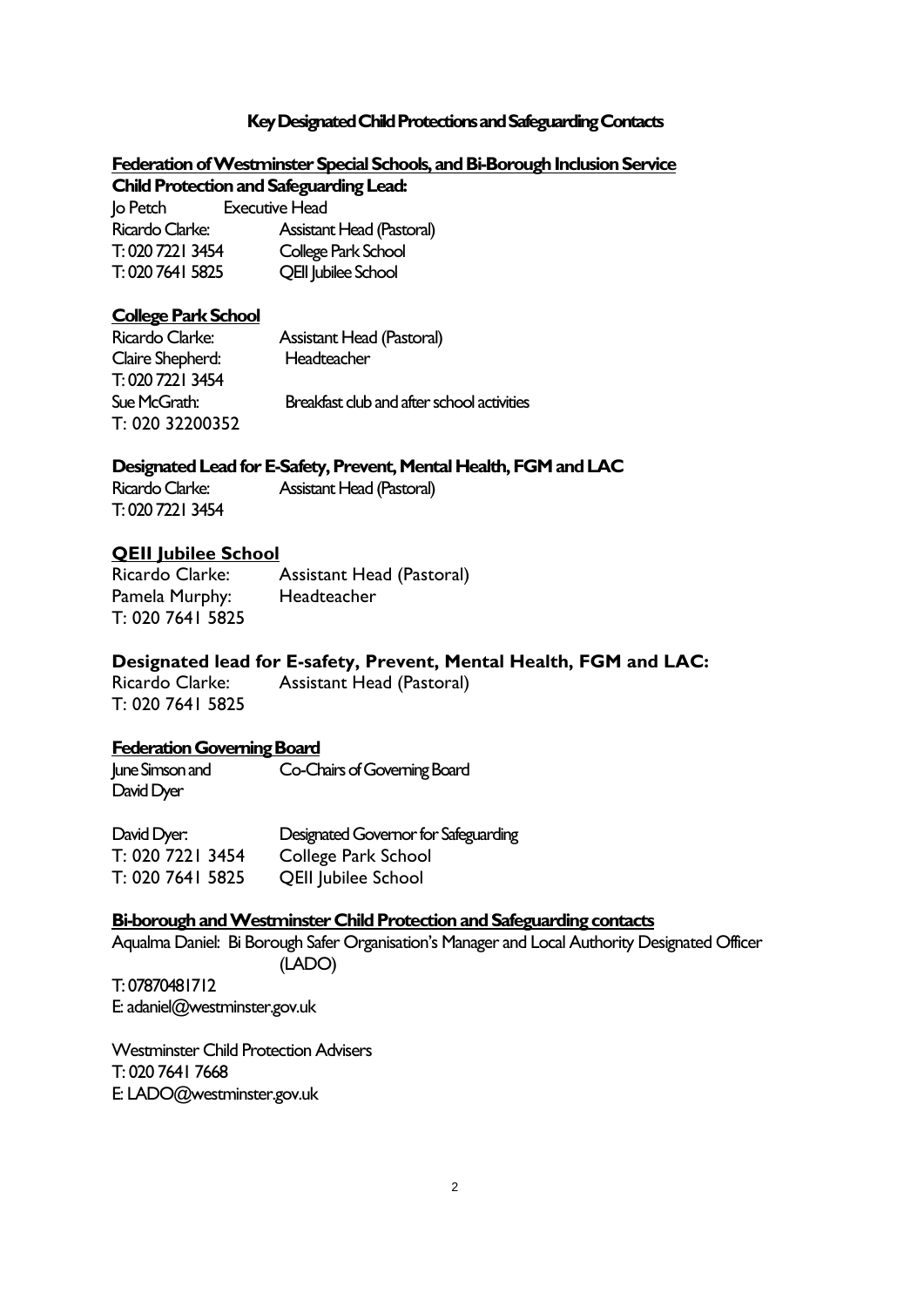## Key Designated Child Protections and Safeguarding Contacts

**Federation of Westminster Special Schools, and Bi-Borough Inclusion Service**

**Child Protection and Safeguarding Lead:**

Jo Petch	Executive Head
Ricardo Clarke:	Assistant Head (Pastoral)
T: 020 7221 3454	College Park School
T: 020 7641 5825	QEII Jubilee School

**College Park School**

Ricardo Clarke:	Assistant Head (Pastoral)
Claire Shepherd:	Headteacher
T: 020 7221 3454
Sue McGrath:	Breakfast club and after school activities
T: 020 32200352

**Designated Lead for E-Safety, Prevent, Mental Health, FGM and LAC**

Ricardo Clarke:	Assistant Head (Pastoral)
T: 020 7221 3454

**QEII Jubilee School**

Ricardo Clarke:	Assistant Head (Pastoral)
Pamela Murphy:	Headteacher
T: 020 7641 5825

**Designated lead for E-safety, Prevent, Mental Health, FGM and LAC:**

Ricardo Clarke:	Assistant Head (Pastoral)
T: 020 7641 5825

**Federation Governing Board**

June Simson and David Dyer	Co-Chairs of Governing Board

David Dyer:	Designated Governor for Safeguarding
T: 020 7221 3454	College Park School
T: 020 7641 5825	QEII Jubilee School

**Bi-borough and Westminster Child Protection and Safeguarding contacts**

Aqualma Daniel: Bi Borough Safer Organisation's Manager and Local Authority Designated Officer (LADO)
T: 07870481712
E: adaniel@westminster.gov.uk

Westminster Child Protection Advisers
T: 020 7641 7668
E: LADO@westminster.gov.uk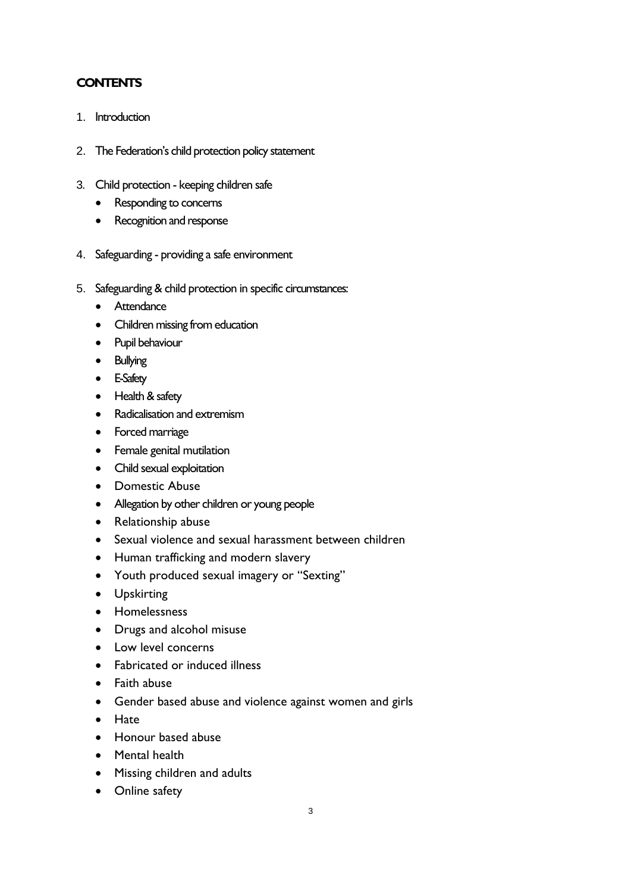## CONTENTS

1. Introduction
2. The Federation's child protection policy statement
3. Child protection - keeping children safe
   - Responding to concerns
   - Recognition and response
4. Safeguarding - providing a safe environment
5. Safeguarding & child protection in specific circumstances:
   - Attendance
   - Children missing from education
   - Pupil behaviour
   - Bullying
   - E-Safety
   - Health & safety
   - Radicalisation and extremism
   - Forced marriage
   - Female genital mutilation
   - Child sexual exploitation
   - Domestic Abuse
   - Allegation by other children or young people
   - Relationship abuse
   - Sexual violence and sexual harassment between children
   - Human trafficking and modern slavery
   - Youth produced sexual imagery or "Sexting"
   - Upskirting
   - Homelessness
   - Drugs and alcohol misuse
   - Low level concerns
   - Fabricated or induced illness
   - Faith abuse
   - Gender based abuse and violence against women and girls
   - Hate
   - Honour based abuse
   - Mental health
   - Missing children and adults
   - Online safety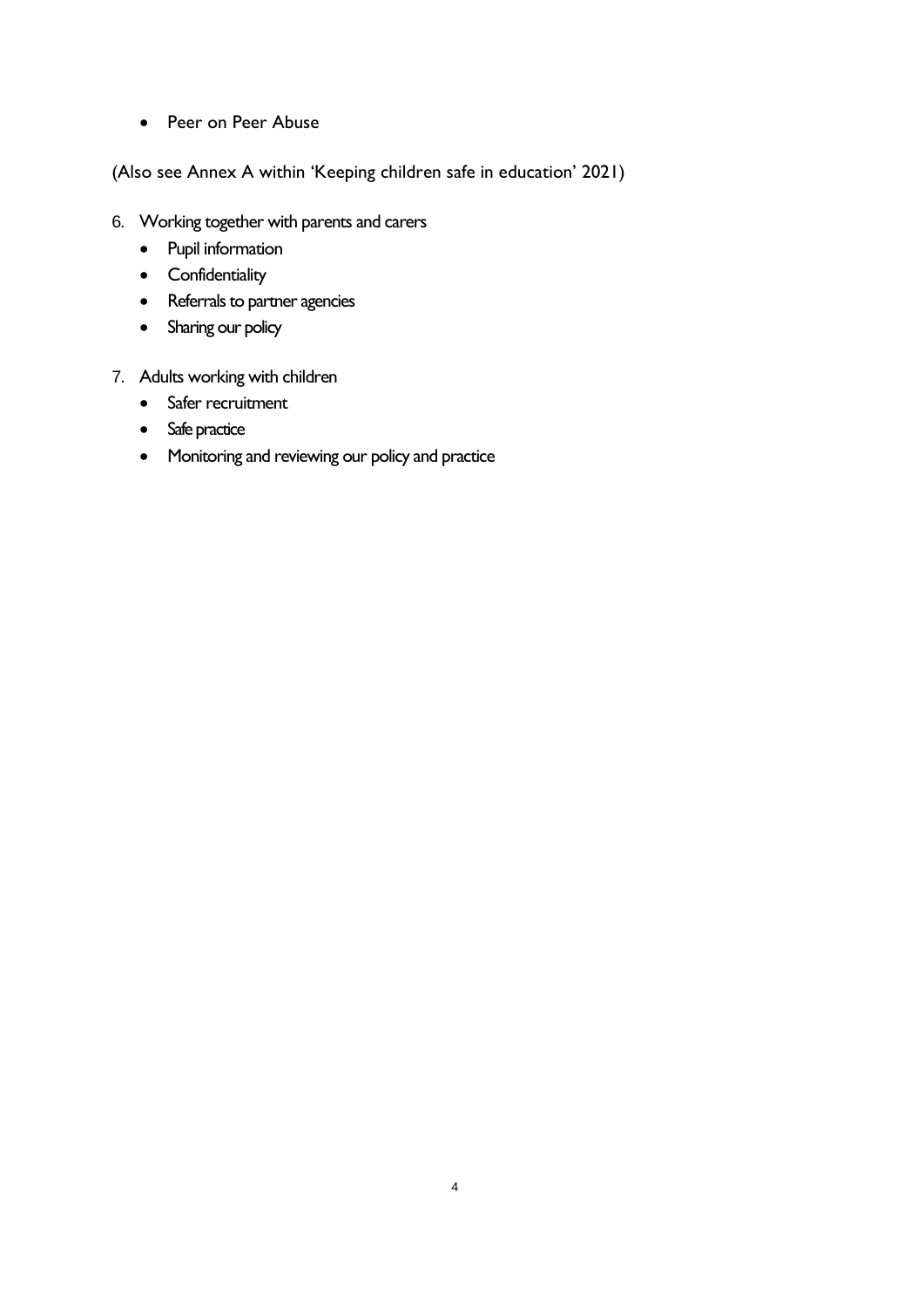- Peer on Peer Abuse

(Also see Annex A within 'Keeping children safe in education' 2021)

6. Working together with parents and carers
   - Pupil information
   - Confidentiality
   - Referrals to partner agencies
   - Sharing our policy
7. Adults working with children
   - Safer recruitment
   - Safe practice
   - Monitoring and reviewing our policy and practice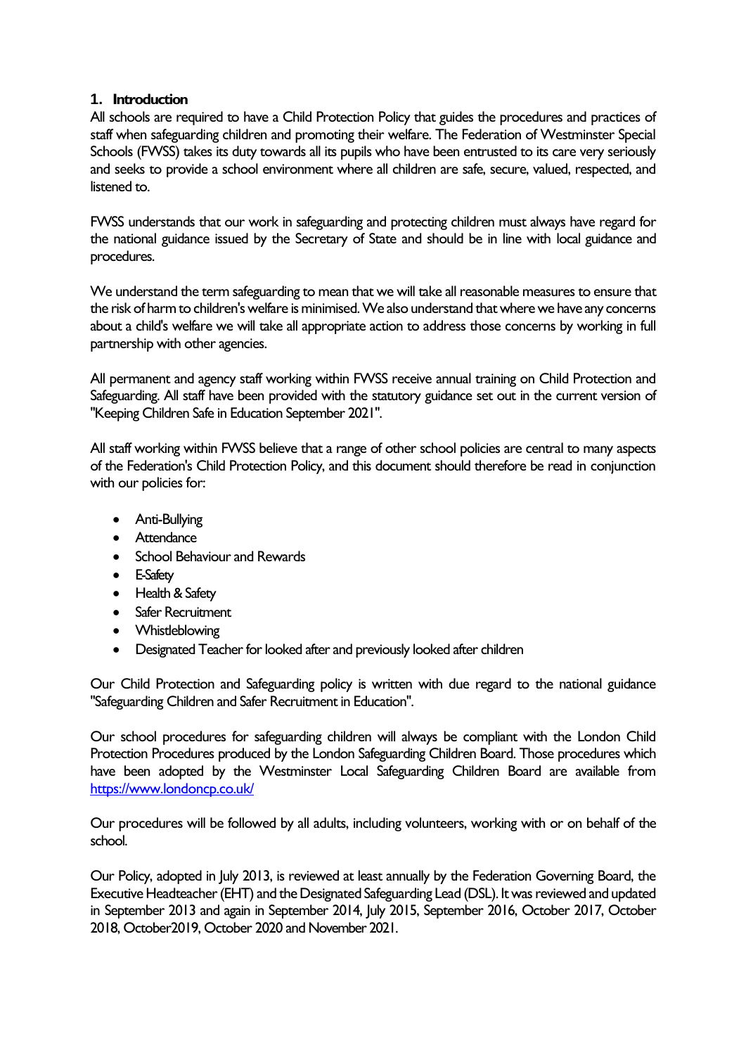## 1. Introduction

All schools are required to have a Child Protection Policy that guides the procedures and practices of staff when safeguarding children and promoting their welfare. The Federation of Westminster Special Schools (FWSS) takes its duty towards all its pupils who have been entrusted to its care very seriously and seeks to provide a school environment where all children are safe, secure, valued, respected, and listened to.

FWSS understands that our work in safeguarding and protecting children must always have regard for the national guidance issued by the Secretary of State and should be in line with local guidance and procedures.

We understand the term safeguarding to mean that we will take all reasonable measures to ensure that the risk of harm to children's welfare is minimised. We also understand that where we have any concerns about a child's welfare we will take all appropriate action to address those concerns by working in full partnership with other agencies.

All permanent and agency staff working within FWSS receive annual training on Child Protection and Safeguarding. All staff have been provided with the statutory guidance set out in the current version of "Keeping Children Safe in Education September 2021".

All staff working within FWSS believe that a range of other school policies are central to many aspects of the Federation's Child Protection Policy, and this document should therefore be read in conjunction with our policies for:

- Anti-Bullying
- Attendance
- School Behaviour and Rewards
- E-Safety
- Health & Safety
- Safer Recruitment
- Whistleblowing
- Designated Teacher for looked after and previously looked after children

Our Child Protection and Safeguarding policy is written with due regard to the national guidance "Safeguarding Children and Safer Recruitment in Education".

Our school procedures for safeguarding children will always be compliant with the London Child Protection Procedures produced by the London Safeguarding Children Board. Those procedures which have been adopted by the Westminster Local Safeguarding Children Board are available from https://www.londoncp.co.uk/

Our procedures will be followed by all adults, including volunteers, working with or on behalf of the school.

Our Policy, adopted in July 2013, is reviewed at least annually by the Federation Governing Board, the Executive Headteacher (EHT) and the Designated Safeguarding Lead (DSL). It was reviewed and updated in September 2013 and again in September 2014, July 2015, September 2016, October 2017, October 2018, October2019, October 2020 and November 2021.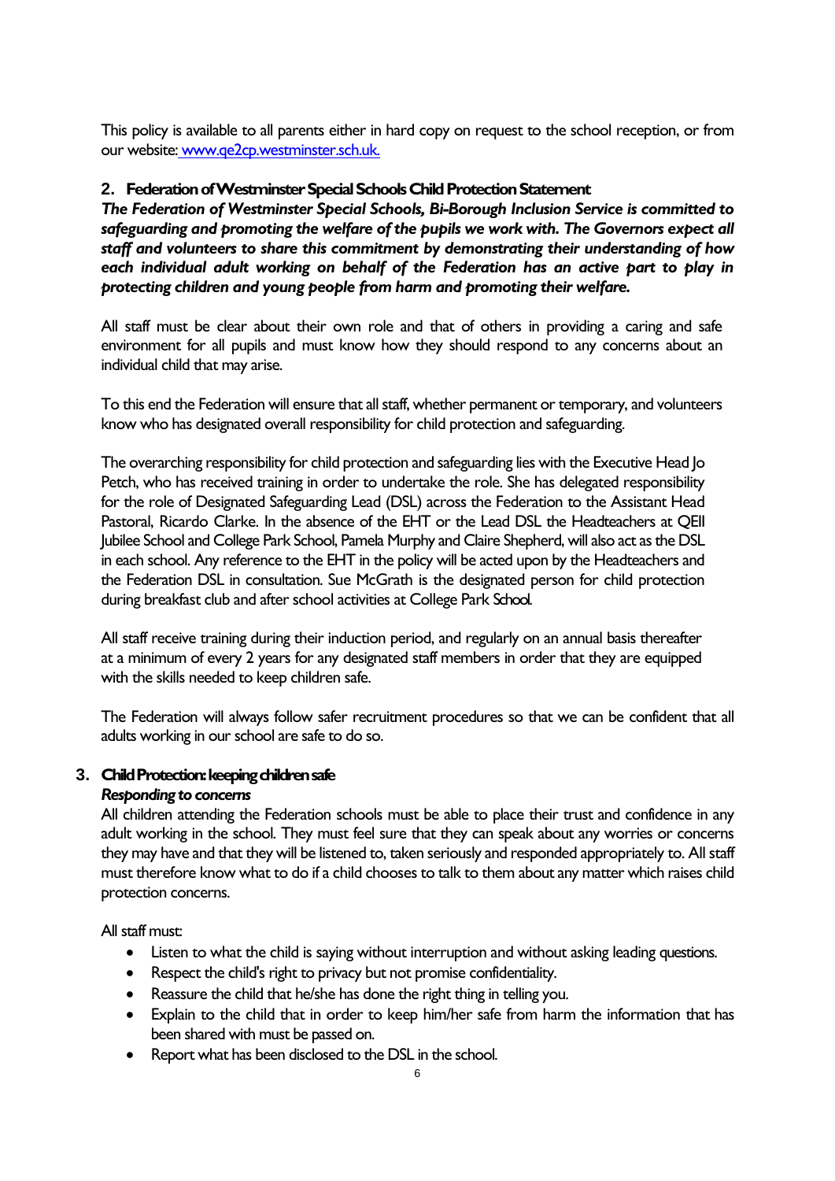This policy is available to all parents either in hard copy on request to the school reception, or from our website: [www.qe2cp.westminster.sch.uk.](http://www.qe2cp.westminster.sch.uk)

## 2. Federation of Westminster Special Schools Child Protection Statement

***The Federation of Westminster Special Schools, Bi-Borough Inclusion Service is committed to safeguarding and promoting the welfare of the pupils we work with. The Governors expect all staff and volunteers to share this commitment by demonstrating their understanding of how each individual adult working on behalf of the Federation has an active part to play in protecting children and young people from harm and promoting their welfare.***

All staff must be clear about their own role and that of others in providing a caring and safe environment for all pupils and must know how they should respond to any concerns about an individual child that may arise.

To this end the Federation will ensure that all staff, whether permanent or temporary, and volunteers know who has designated overall responsibility for child protection and safeguarding.

The overarching responsibility for child protection and safeguarding lies with the Executive Head Jo Petch, who has received training in order to undertake the role. She has delegated responsibility for the role of Designated Safeguarding Lead (DSL) across the Federation to the Assistant Head Pastoral, Ricardo Clarke. In the absence of the EHT or the Lead DSL the Headteachers at QEII Jubilee School and College Park School, Pamela Murphy and Claire Shepherd, will also act as the DSL in each school. Any reference to the EHT in the policy will be acted upon by the Headteachers and the Federation DSL in consultation. Sue McGrath is the designated person for child protection during breakfast club and after school activities at College Park School.

All staff receive training during their induction period, and regularly on an annual basis thereafter at a minimum of every 2 years for any designated staff members in order that they are equipped with the skills needed to keep children safe.

The Federation will always follow safer recruitment procedures so that we can be confident that all adults working in our school are safe to do so.

## 3. Child Protection: keeping children safe

***Responding to concerns***

All children attending the Federation schools must be able to place their trust and confidence in any adult working in the school. They must feel sure that they can speak about any worries or concerns they may have and that they will be listened to, taken seriously and responded appropriately to. All staff must therefore know what to do if a child chooses to talk to them about any matter which raises child protection concerns.

All staff must:

- Listen to what the child is saying without interruption and without asking leading questions.
- Respect the child's right to privacy but not promise confidentiality.
- Reassure the child that he/she has done the right thing in telling you.
- Explain to the child that in order to keep him/her safe from harm the information that has been shared with must be passed on.
- Report what has been disclosed to the DSL in the school.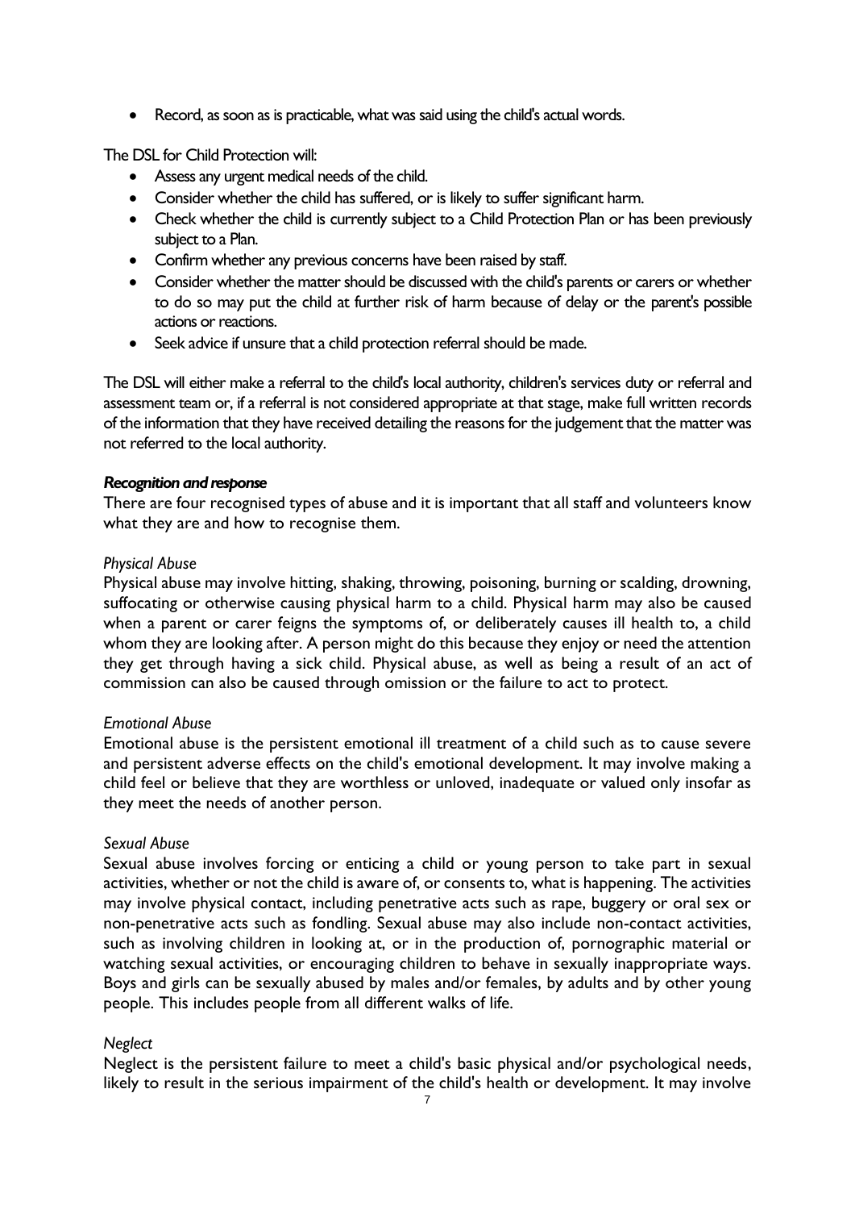- Record, as soon as is practicable, what was said using the child's actual words.

The DSL for Child Protection will:

- Assess any urgent medical needs of the child.
- Consider whether the child has suffered, or is likely to suffer significant harm.
- Check whether the child is currently subject to a Child Protection Plan or has been previously subject to a Plan.
- Confirm whether any previous concerns have been raised by staff.
- Consider whether the matter should be discussed with the child's parents or carers or whether to do so may put the child at further risk of harm because of delay or the parent's possible actions or reactions.
- Seek advice if unsure that a child protection referral should be made.

The DSL will either make a referral to the child's local authority, children's services duty or referral and assessment team or, if a referral is not considered appropriate at that stage, make full written records of the information that they have received detailing the reasons for the judgement that the matter was not referred to the local authority.

***Recognition and response***

There are four recognised types of abuse and it is important that all staff and volunteers know what they are and how to recognise them.

*Physical Abuse*

Physical abuse may involve hitting, shaking, throwing, poisoning, burning or scalding, drowning, suffocating or otherwise causing physical harm to a child. Physical harm may also be caused when a parent or carer feigns the symptoms of, or deliberately causes ill health to, a child whom they are looking after. A person might do this because they enjoy or need the attention they get through having a sick child. Physical abuse, as well as being a result of an act of commission can also be caused through omission or the failure to act to protect.

*Emotional Abuse*

Emotional abuse is the persistent emotional ill treatment of a child such as to cause severe and persistent adverse effects on the child's emotional development. It may involve making a child feel or believe that they are worthless or unloved, inadequate or valued only insofar as they meet the needs of another person.

*Sexual Abuse*

Sexual abuse involves forcing or enticing a child or young person to take part in sexual activities, whether or not the child is aware of, or consents to, what is happening. The activities may involve physical contact, including penetrative acts such as rape, buggery or oral sex or non-penetrative acts such as fondling. Sexual abuse may also include non-contact activities, such as involving children in looking at, or in the production of, pornographic material or watching sexual activities, or encouraging children to behave in sexually inappropriate ways. Boys and girls can be sexually abused by males and/or females, by adults and by other young people. This includes people from all different walks of life.

*Neglect*

Neglect is the persistent failure to meet a child's basic physical and/or psychological needs, likely to result in the serious impairment of the child's health or development. It may involve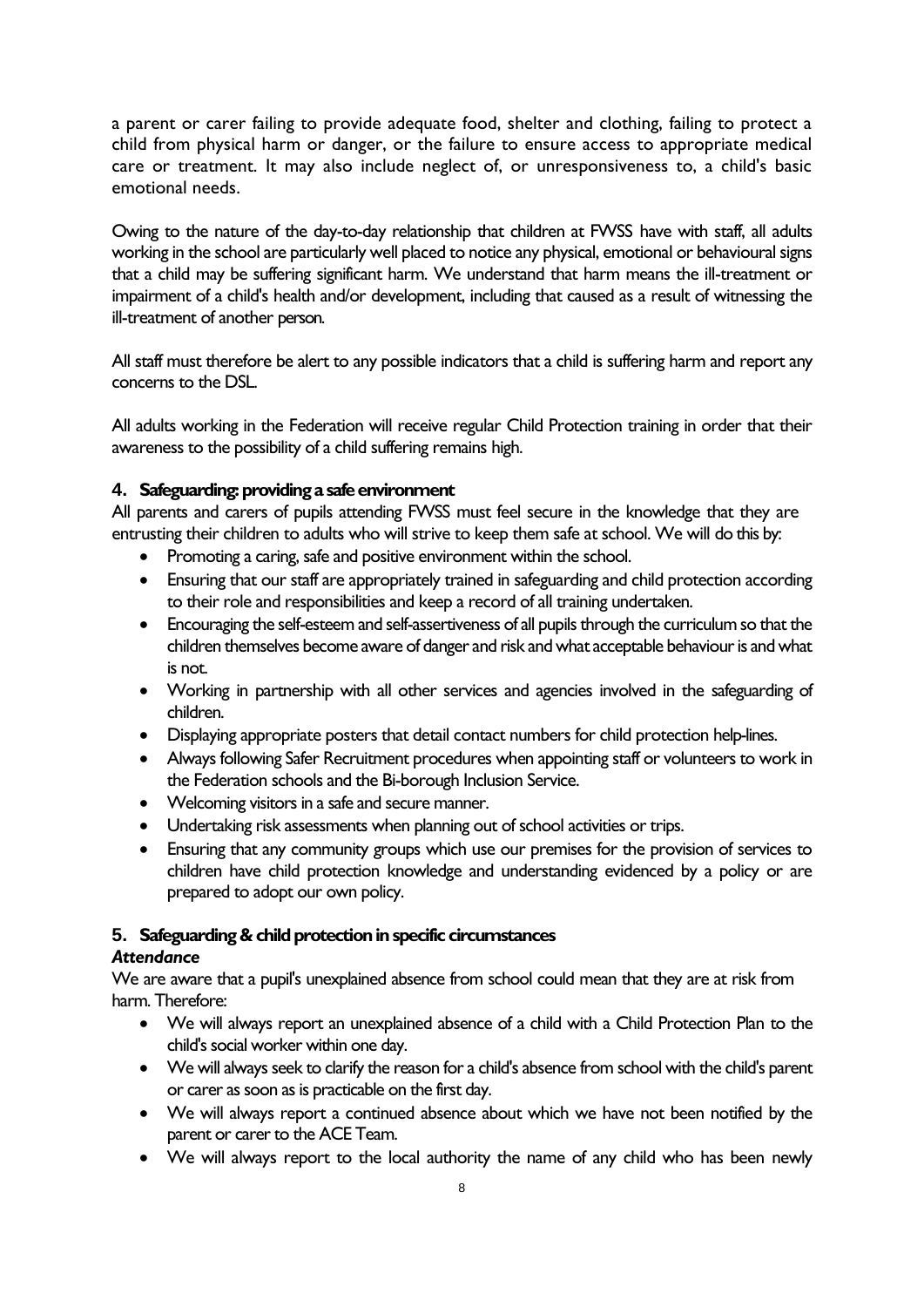a parent or carer failing to provide adequate food, shelter and clothing, failing to protect a child from physical harm or danger, or the failure to ensure access to appropriate medical care or treatment. It may also include neglect of, or unresponsiveness to, a child's basic emotional needs.

Owing to the nature of the day-to-day relationship that children at FWSS have with staff, all adults working in the school are particularly well placed to notice any physical, emotional or behavioural signs that a child may be suffering significant harm. We understand that harm means the ill-treatment or impairment of a child's health and/or development, including that caused as a result of witnessing the ill-treatment of another person.

All staff must therefore be alert to any possible indicators that a child is suffering harm and report any concerns to the DSL.

All adults working in the Federation will receive regular Child Protection training in order that their awareness to the possibility of a child suffering remains high.

## 4. Safeguarding: providing a safe environment

All parents and carers of pupils attending FWSS must feel secure in the knowledge that they are entrusting their children to adults who will strive to keep them safe at school. We will do this by:

- Promoting a caring, safe and positive environment within the school.
- Ensuring that our staff are appropriately trained in safeguarding and child protection according to their role and responsibilities and keep a record of all training undertaken.
- Encouraging the self-esteem and self-assertiveness of all pupils through the curriculum so that the children themselves become aware of danger and risk and what acceptable behaviour is and what is not.
- Working in partnership with all other services and agencies involved in the safeguarding of children.
- Displaying appropriate posters that detail contact numbers for child protection help-lines.
- Always following Safer Recruitment procedures when appointing staff or volunteers to work in the Federation schools and the Bi-borough Inclusion Service.
- Welcoming visitors in a safe and secure manner.
- Undertaking risk assessments when planning out of school activities or trips.
- Ensuring that any community groups which use our premises for the provision of services to children have child protection knowledge and understanding evidenced by a policy or are prepared to adopt our own policy.

## 5. Safeguarding & child protection in specific circumstances

### *Attendance*

We are aware that a pupil's unexplained absence from school could mean that they are at risk from harm. Therefore:

- We will always report an unexplained absence of a child with a Child Protection Plan to the child's social worker within one day.
- We will always seek to clarify the reason for a child's absence from school with the child's parent or carer as soon as is practicable on the first day.
- We will always report a continued absence about which we have not been notified by the parent or carer to the ACE Team.
- We will always report to the local authority the name of any child who has been newly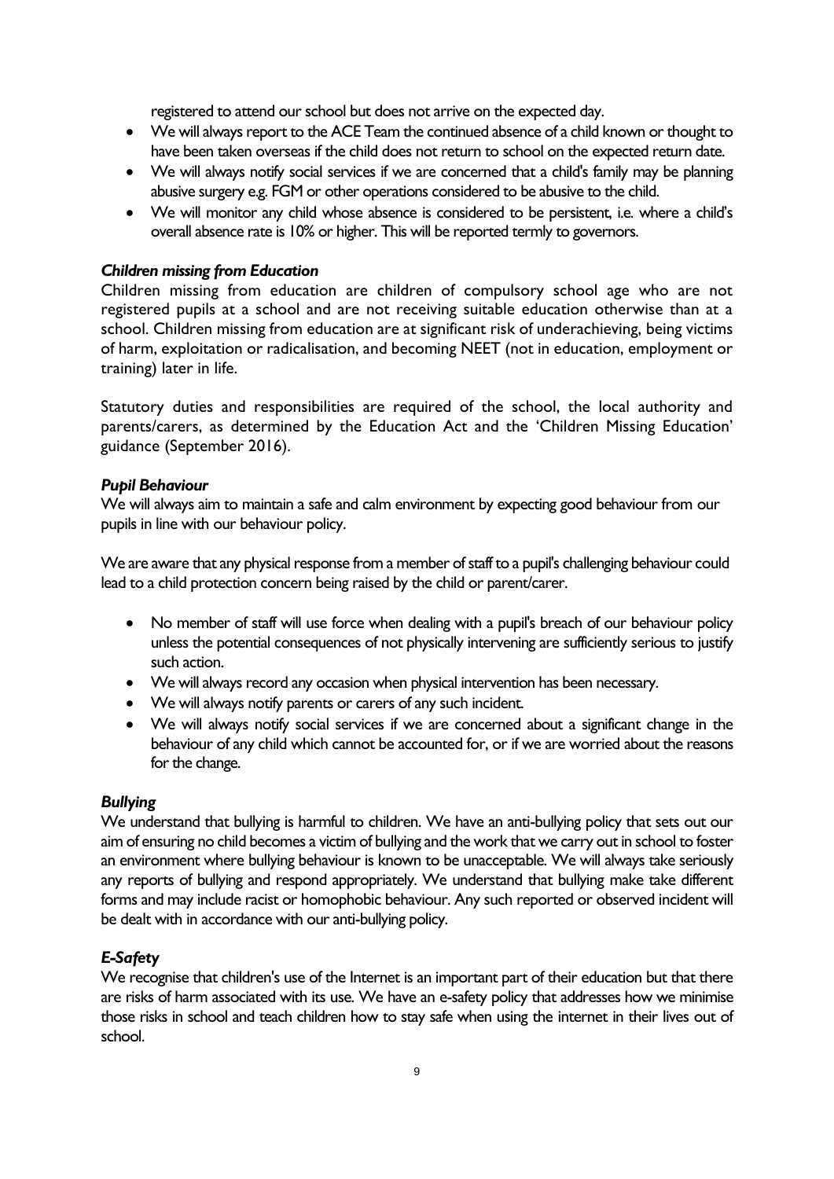registered to attend our school but does not arrive on the expected day.

- We will always report to the ACE Team the continued absence of a child known or thought to have been taken overseas if the child does not return to school on the expected return date.
- We will always notify social services if we are concerned that a child's family may be planning abusive surgery e.g. FGM or other operations considered to be abusive to the child.
- We will monitor any child whose absence is considered to be persistent, i.e. where a child's overall absence rate is 10% or higher. This will be reported termly to governors.

### *Children missing from Education*

Children missing from education are children of compulsory school age who are not registered pupils at a school and are not receiving suitable education otherwise than at a school. Children missing from education are at significant risk of underachieving, being victims of harm, exploitation or radicalisation, and becoming NEET (not in education, employment or training) later in life.

Statutory duties and responsibilities are required of the school, the local authority and parents/carers, as determined by the Education Act and the 'Children Missing Education' guidance (September 2016).

### *Pupil Behaviour*

We will always aim to maintain a safe and calm environment by expecting good behaviour from our pupils in line with our behaviour policy.

We are aware that any physical response from a member of staff to a pupil's challenging behaviour could lead to a child protection concern being raised by the child or parent/carer.

- No member of staff will use force when dealing with a pupil's breach of our behaviour policy unless the potential consequences of not physically intervening are sufficiently serious to justify such action.
- We will always record any occasion when physical intervention has been necessary.
- We will always notify parents or carers of any such incident.
- We will always notify social services if we are concerned about a significant change in the behaviour of any child which cannot be accounted for, or if we are worried about the reasons for the change.

### *Bullying*

We understand that bullying is harmful to children. We have an anti-bullying policy that sets out our aim of ensuring no child becomes a victim of bullying and the work that we carry out in school to foster an environment where bullying behaviour is known to be unacceptable. We will always take seriously any reports of bullying and respond appropriately. We understand that bullying make take different forms and may include racist or homophobic behaviour. Any such reported or observed incident will be dealt with in accordance with our anti-bullying policy.

### *E-Safety*

We recognise that children's use of the Internet is an important part of their education but that there are risks of harm associated with its use. We have an e-safety policy that addresses how we minimise those risks in school and teach children how to stay safe when using the internet in their lives out of school.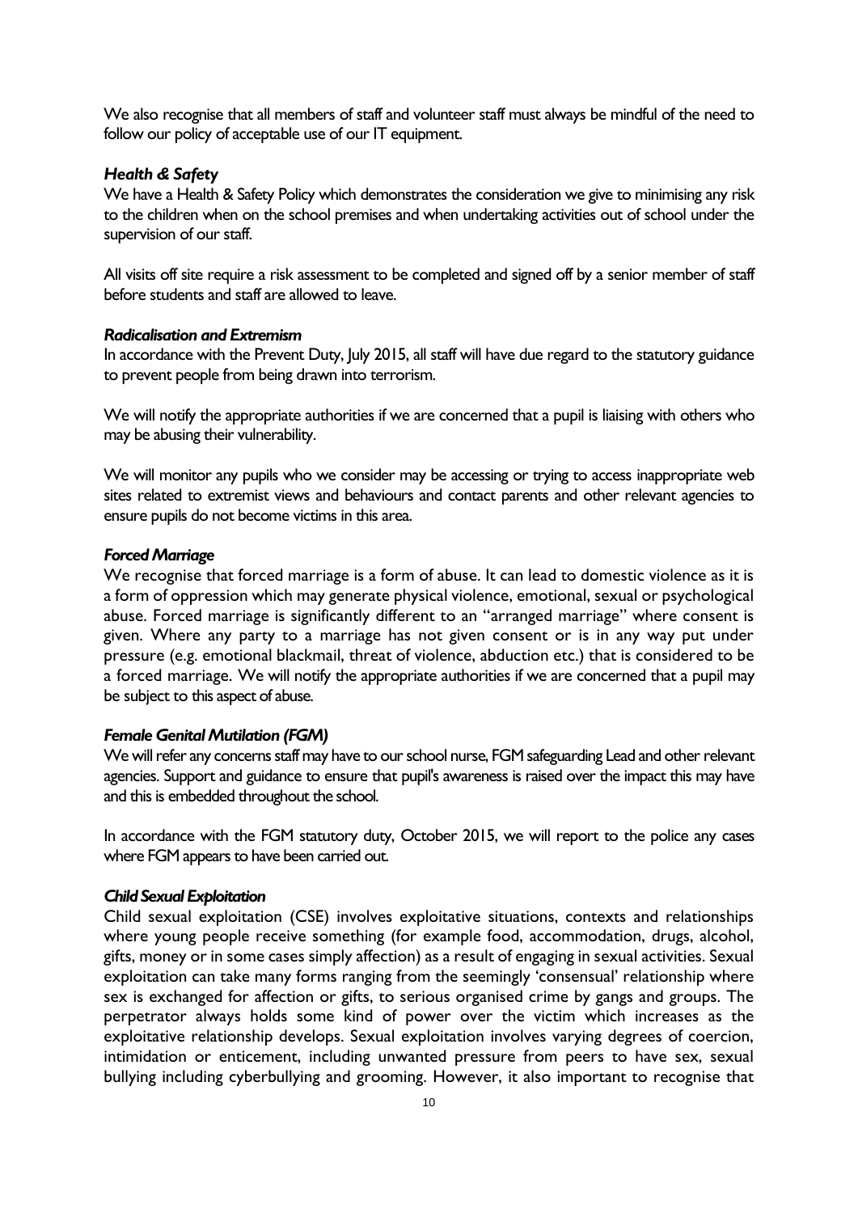We also recognise that all members of staff and volunteer staff must always be mindful of the need to follow our policy of acceptable use of our IT equipment.

***Health & Safety***

We have a Health & Safety Policy which demonstrates the consideration we give to minimising any risk to the children when on the school premises and when undertaking activities out of school under the supervision of our staff.

All visits off site require a risk assessment to be completed and signed off by a senior member of staff before students and staff are allowed to leave.

***Radicalisation and Extremism***

In accordance with the Prevent Duty, July 2015, all staff will have due regard to the statutory guidance to prevent people from being drawn into terrorism.

We will notify the appropriate authorities if we are concerned that a pupil is liaising with others who may be abusing their vulnerability.

We will monitor any pupils who we consider may be accessing or trying to access inappropriate web sites related to extremist views and behaviours and contact parents and other relevant agencies to ensure pupils do not become victims in this area.

***Forced Marriage***

We recognise that forced marriage is a form of abuse. It can lead to domestic violence as it is a form of oppression which may generate physical violence, emotional, sexual or psychological abuse. Forced marriage is significantly different to an "arranged marriage" where consent is given. Where any party to a marriage has not given consent or is in any way put under pressure (e.g. emotional blackmail, threat of violence, abduction etc.) that is considered to be a forced marriage. We will notify the appropriate authorities if we are concerned that a pupil may be subject to this aspect of abuse.

***Female Genital Mutilation (FGM)***

We will refer any concerns staff may have to our school nurse, FGM safeguarding Lead and other relevant agencies. Support and guidance to ensure that pupil's awareness is raised over the impact this may have and this is embedded throughout the school.

In accordance with the FGM statutory duty, October 2015, we will report to the police any cases where FGM appears to have been carried out.

***Child Sexual Exploitation***

Child sexual exploitation (CSE) involves exploitative situations, contexts and relationships where young people receive something (for example food, accommodation, drugs, alcohol, gifts, money or in some cases simply affection) as a result of engaging in sexual activities. Sexual exploitation can take many forms ranging from the seemingly 'consensual' relationship where sex is exchanged for affection or gifts, to serious organised crime by gangs and groups. The perpetrator always holds some kind of power over the victim which increases as the exploitative relationship develops. Sexual exploitation involves varying degrees of coercion, intimidation or enticement, including unwanted pressure from peers to have sex, sexual bullying including cyberbullying and grooming. However, it also important to recognise that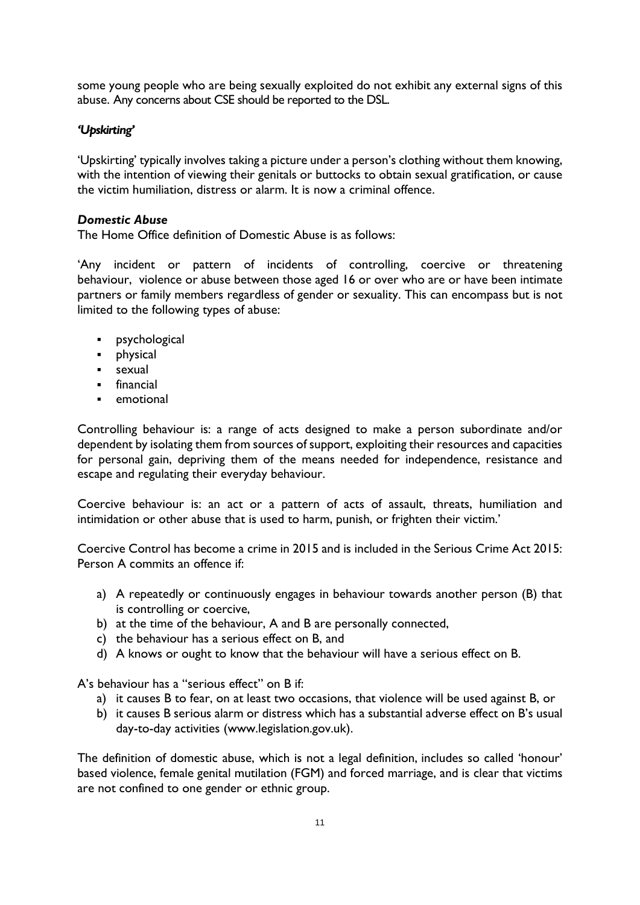some young people who are being sexually exploited do not exhibit any external signs of this abuse. Any concerns about CSE should be reported to the DSL.

### *'Upskirting'*

'Upskirting' typically involves taking a picture under a person's clothing without them knowing, with the intention of viewing their genitals or buttocks to obtain sexual gratification, or cause the victim humiliation, distress or alarm. It is now a criminal offence.

### *Domestic Abuse*

The Home Office definition of Domestic Abuse is as follows:

'Any incident or pattern of incidents of controlling, coercive or threatening behaviour, violence or abuse between those aged 16 or over who are or have been intimate partners or family members regardless of gender or sexuality. This can encompass but is not limited to the following types of abuse:

- psychological
- physical
- sexual
- financial
- emotional

Controlling behaviour is: a range of acts designed to make a person subordinate and/or dependent by isolating them from sources of support, exploiting their resources and capacities for personal gain, depriving them of the means needed for independence, resistance and escape and regulating their everyday behaviour.

Coercive behaviour is: an act or a pattern of acts of assault, threats, humiliation and intimidation or other abuse that is used to harm, punish, or frighten their victim.'

Coercive Control has become a crime in 2015 and is included in the Serious Crime Act 2015: Person A commits an offence if:

a) A repeatedly or continuously engages in behaviour towards another person (B) that is controlling or coercive,
b) at the time of the behaviour, A and B are personally connected,
c) the behaviour has a serious effect on B, and
d) A knows or ought to know that the behaviour will have a serious effect on B.

A's behaviour has a "serious effect" on B if:

a) it causes B to fear, on at least two occasions, that violence will be used against B, or
b) it causes B serious alarm or distress which has a substantial adverse effect on B's usual day-to-day activities (www.legislation.gov.uk).

The definition of domestic abuse, which is not a legal definition, includes so called 'honour' based violence, female genital mutilation (FGM) and forced marriage, and is clear that victims are not confined to one gender or ethnic group.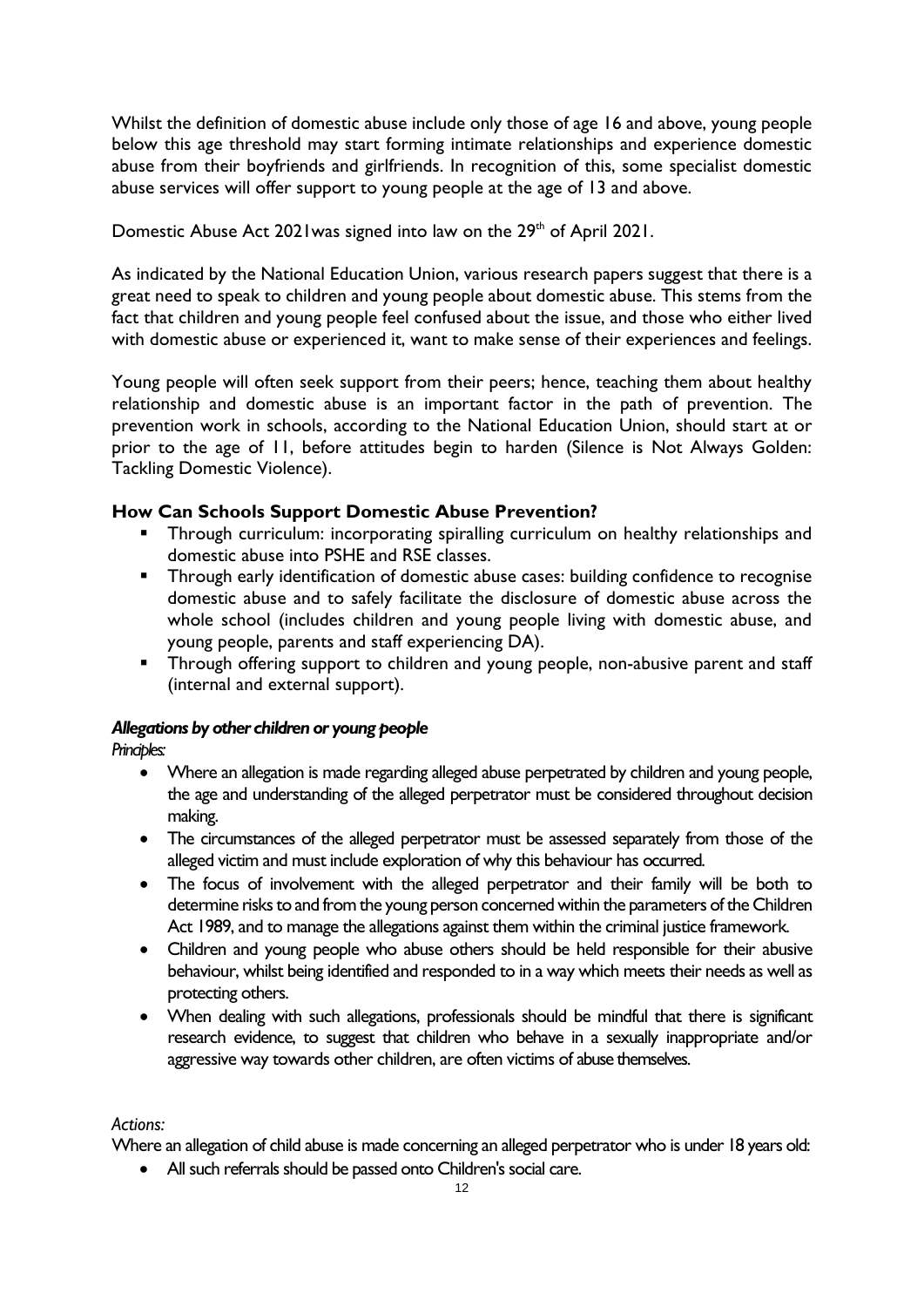Whilst the definition of domestic abuse include only those of age 16 and above, young people below this age threshold may start forming intimate relationships and experience domestic abuse from their boyfriends and girlfriends. In recognition of this, some specialist domestic abuse services will offer support to young people at the age of 13 and above.

Domestic Abuse Act 2021was signed into law on the 29th of April 2021.

As indicated by the National Education Union, various research papers suggest that there is a great need to speak to children and young people about domestic abuse. This stems from the fact that children and young people feel confused about the issue, and those who either lived with domestic abuse or experienced it, want to make sense of their experiences and feelings.

Young people will often seek support from their peers; hence, teaching them about healthy relationship and domestic abuse is an important factor in the path of prevention. The prevention work in schools, according to the National Education Union, should start at or prior to the age of 11, before attitudes begin to harden (Silence is Not Always Golden: Tackling Domestic Violence).

### How Can Schools Support Domestic Abuse Prevention?

- Through curriculum: incorporating spiralling curriculum on healthy relationships and domestic abuse into PSHE and RSE classes.
- Through early identification of domestic abuse cases: building confidence to recognise domestic abuse and to safely facilitate the disclosure of domestic abuse across the whole school (includes children and young people living with domestic abuse, and young people, parents and staff experiencing DA).
- Through offering support to children and young people, non-abusive parent and staff (internal and external support).

#### *Allegations by other children or young people*

*Principles:*

- Where an allegation is made regarding alleged abuse perpetrated by children and young people, the age and understanding of the alleged perpetrator must be considered throughout decision making.
- The circumstances of the alleged perpetrator must be assessed separately from those of the alleged victim and must include exploration of why this behaviour has occurred.
- The focus of involvement with the alleged perpetrator and their family will be both to determine risks to and from the young person concerned within the parameters of the Children Act 1989, and to manage the allegations against them within the criminal justice framework.
- Children and young people who abuse others should be held responsible for their abusive behaviour, whilst being identified and responded to in a way which meets their needs as well as protecting others.
- When dealing with such allegations, professionals should be mindful that there is significant research evidence, to suggest that children who behave in a sexually inappropriate and/or aggressive way towards other children, are often victims of abuse themselves.

*Actions:*

Where an allegation of child abuse is made concerning an alleged perpetrator who is under 18 years old:

- All such referrals should be passed onto Children's social care.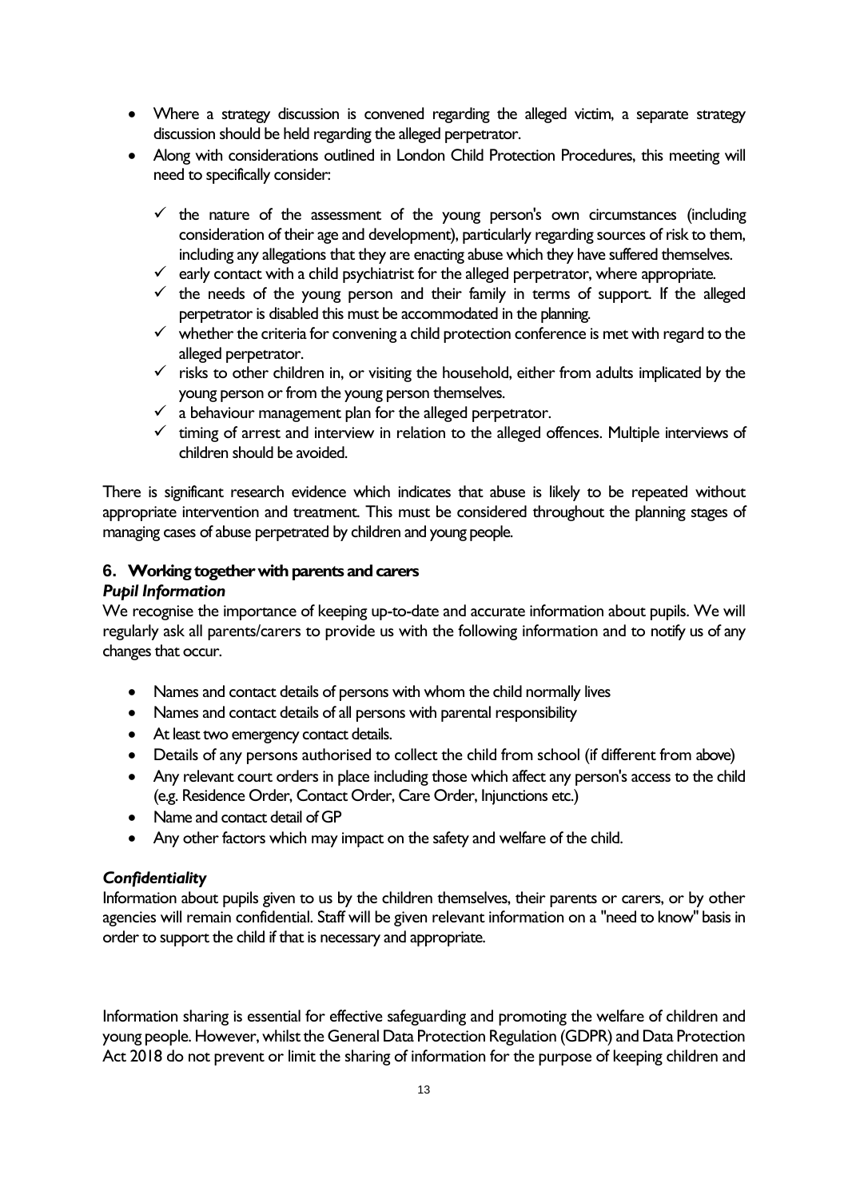- Where a strategy discussion is convened regarding the alleged victim, a separate strategy discussion should be held regarding the alleged perpetrator.
- Along with considerations outlined in London Child Protection Procedures, this meeting will need to specifically consider:
  - ✓ the nature of the assessment of the young person's own circumstances (including consideration of their age and development), particularly regarding sources of risk to them, including any allegations that they are enacting abuse which they have suffered themselves.
  - ✓ early contact with a child psychiatrist for the alleged perpetrator, where appropriate.
  - ✓ the needs of the young person and their family in terms of support. If the alleged perpetrator is disabled this must be accommodated in the planning.
  - ✓ whether the criteria for convening a child protection conference is met with regard to the alleged perpetrator.
  - ✓ risks to other children in, or visiting the household, either from adults implicated by the young person or from the young person themselves.
  - ✓ a behaviour management plan for the alleged perpetrator.
  - ✓ timing of arrest and interview in relation to the alleged offences. Multiple interviews of children should be avoided.

There is significant research evidence which indicates that abuse is likely to be repeated without appropriate intervention and treatment. This must be considered throughout the planning stages of managing cases of abuse perpetrated by children and young people.

## 6. Working together with parents and carers

### *Pupil Information*

We recognise the importance of keeping up-to-date and accurate information about pupils. We will regularly ask all parents/carers to provide us with the following information and to notify us of any changes that occur.

- Names and contact details of persons with whom the child normally lives
- Names and contact details of all persons with parental responsibility
- At least two emergency contact details.
- Details of any persons authorised to collect the child from school (if different from above)
- Any relevant court orders in place including those which affect any person's access to the child (e.g. Residence Order, Contact Order, Care Order, Injunctions etc.)
- Name and contact detail of GP
- Any other factors which may impact on the safety and welfare of the child.

### *Confidentiality*

Information about pupils given to us by the children themselves, their parents or carers, or by other agencies will remain confidential. Staff will be given relevant information on a "need to know" basis in order to support the child if that is necessary and appropriate.

Information sharing is essential for effective safeguarding and promoting the welfare of children and young people. However, whilst the General Data Protection Regulation (GDPR) and Data Protection Act 2018 do not prevent or limit the sharing of information for the purpose of keeping children and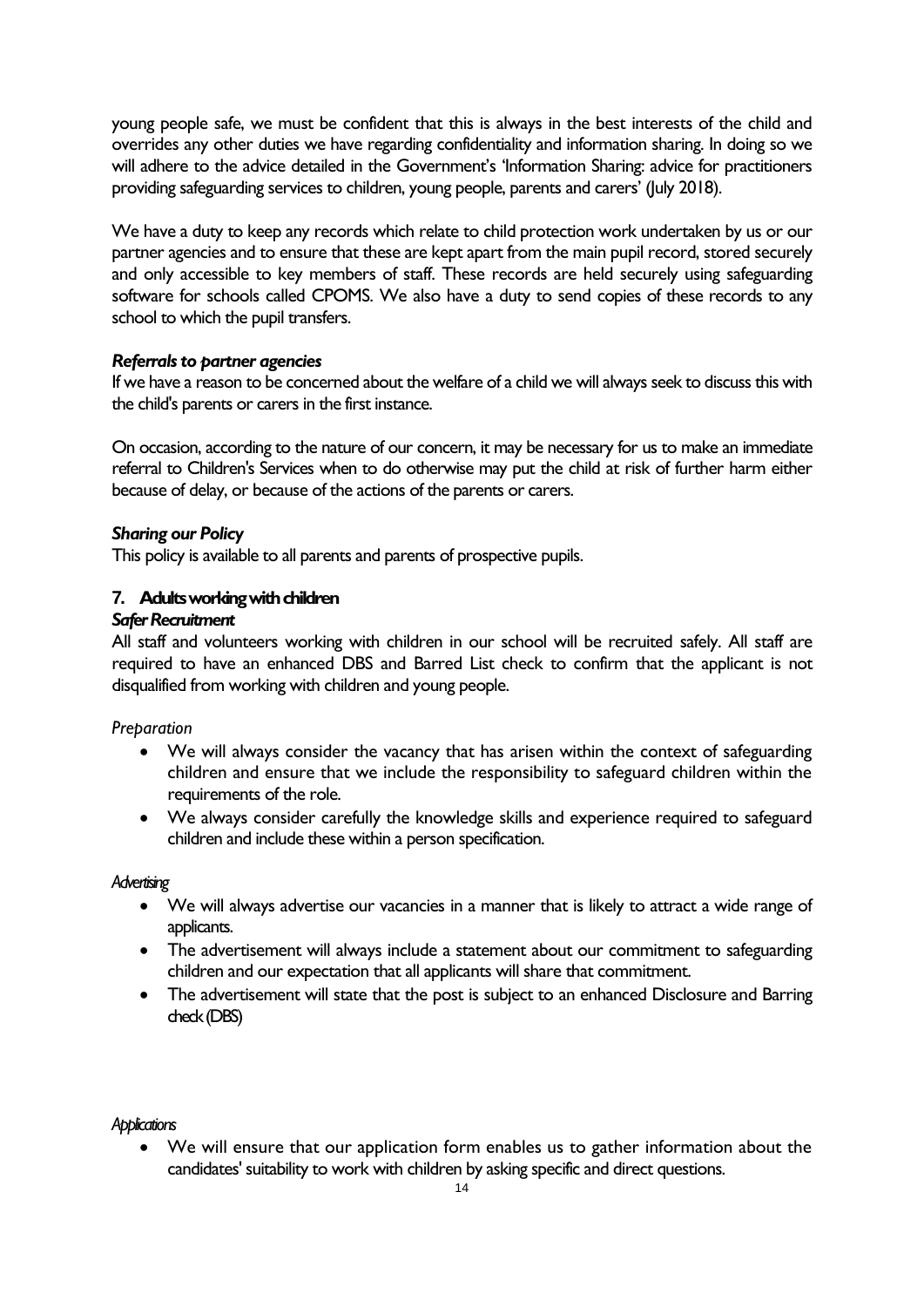young people safe, we must be confident that this is always in the best interests of the child and overrides any other duties we have regarding confidentiality and information sharing. In doing so we will adhere to the advice detailed in the Government's 'Information Sharing: advice for practitioners providing safeguarding services to children, young people, parents and carers' (July 2018).

We have a duty to keep any records which relate to child protection work undertaken by us or our partner agencies and to ensure that these are kept apart from the main pupil record, stored securely and only accessible to key members of staff. These records are held securely using safeguarding software for schools called CPOMS. We also have a duty to send copies of these records to any school to which the pupil transfers.

***Referrals to partner agencies***

If we have a reason to be concerned about the welfare of a child we will always seek to discuss this with the child's parents or carers in the first instance.

On occasion, according to the nature of our concern, it may be necessary for us to make an immediate referral to Children's Services when to do otherwise may put the child at risk of further harm either because of delay, or because of the actions of the parents or carers.

***Sharing our Policy***

This policy is available to all parents and parents of prospective pupils.

## 7. Adults working with children

***Safer Recruitment***

All staff and volunteers working with children in our school will be recruited safely. All staff are required to have an enhanced DBS and Barred List check to confirm that the applicant is not disqualified from working with children and young people.

*Preparation*

- We will always consider the vacancy that has arisen within the context of safeguarding children and ensure that we include the responsibility to safeguard children within the requirements of the role.
- We always consider carefully the knowledge skills and experience required to safeguard children and include these within a person specification.

*Advertising*

- We will always advertise our vacancies in a manner that is likely to attract a wide range of applicants.
- The advertisement will always include a statement about our commitment to safeguarding children and our expectation that all applicants will share that commitment.
- The advertisement will state that the post is subject to an enhanced Disclosure and Barring check (DBS)

*Applications*

- We will ensure that our application form enables us to gather information about the candidates' suitability to work with children by asking specific and direct questions.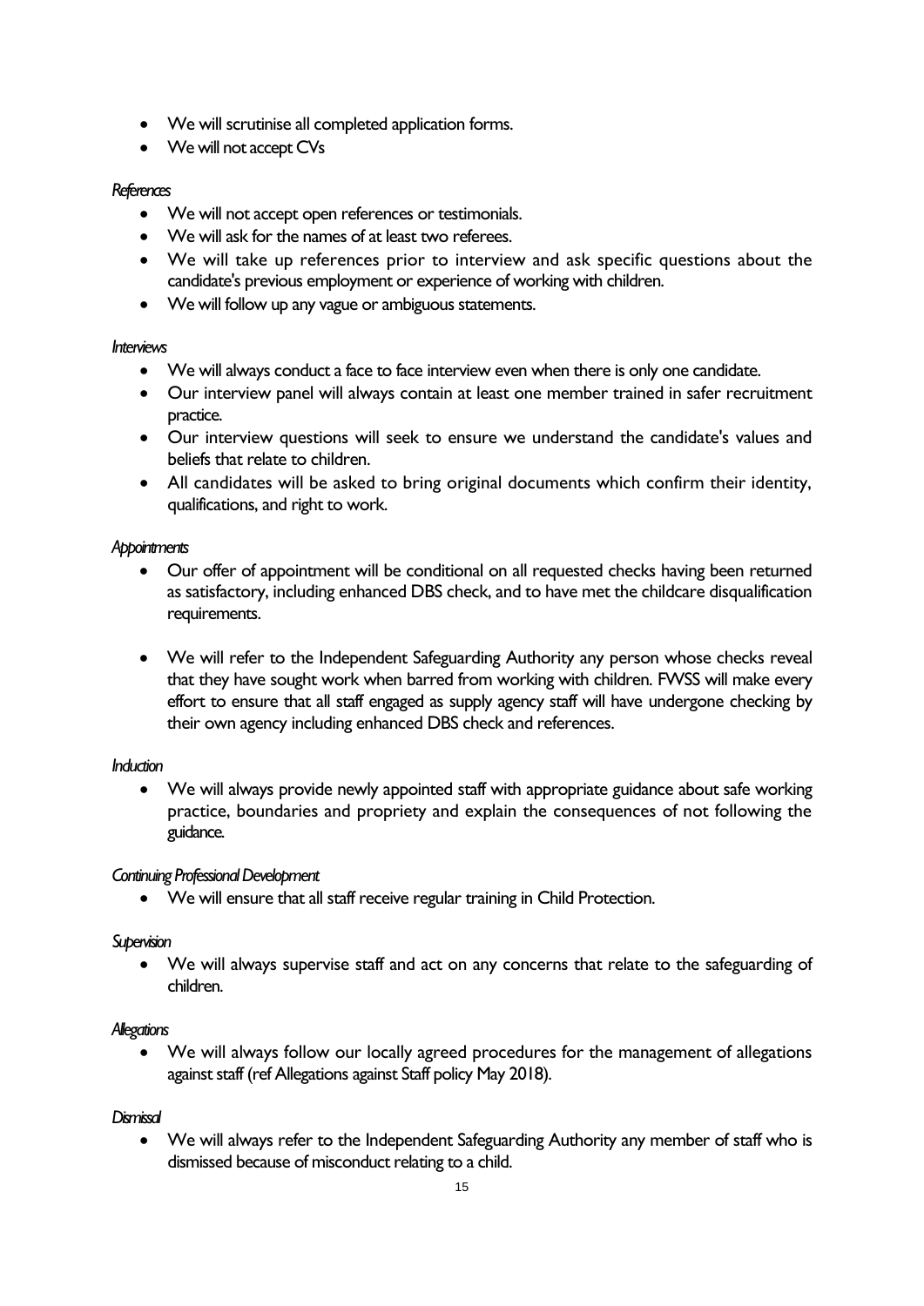- We will scrutinise all completed application forms.
- We will not accept CVs

*References*

- We will not accept open references or testimonials.
- We will ask for the names of at least two referees.
- We will take up references prior to interview and ask specific questions about the candidate's previous employment or experience of working with children.
- We will follow up any vague or ambiguous statements.

*Interviews*

- We will always conduct a face to face interview even when there is only one candidate.
- Our interview panel will always contain at least one member trained in safer recruitment practice.
- Our interview questions will seek to ensure we understand the candidate's values and beliefs that relate to children.
- All candidates will be asked to bring original documents which confirm their identity, qualifications, and right to work.

*Appointments*

- Our offer of appointment will be conditional on all requested checks having been returned as satisfactory, including enhanced DBS check, and to have met the childcare disqualification requirements.

- We will refer to the Independent Safeguarding Authority any person whose checks reveal that they have sought work when barred from working with children. FWSS will make every effort to ensure that all staff engaged as supply agency staff will have undergone checking by their own agency including enhanced DBS check and references.

*Induction*

- We will always provide newly appointed staff with appropriate guidance about safe working practice, boundaries and propriety and explain the consequences of not following the guidance.

*Continuing Professional Development*

- We will ensure that all staff receive regular training in Child Protection.

*Supervision*

- We will always supervise staff and act on any concerns that relate to the safeguarding of children.

*Allegations*

- We will always follow our locally agreed procedures for the management of allegations against staff (ref Allegations against Staff policy May 2018).

*Dismissal*

- We will always refer to the Independent Safeguarding Authority any member of staff who is dismissed because of misconduct relating to a child.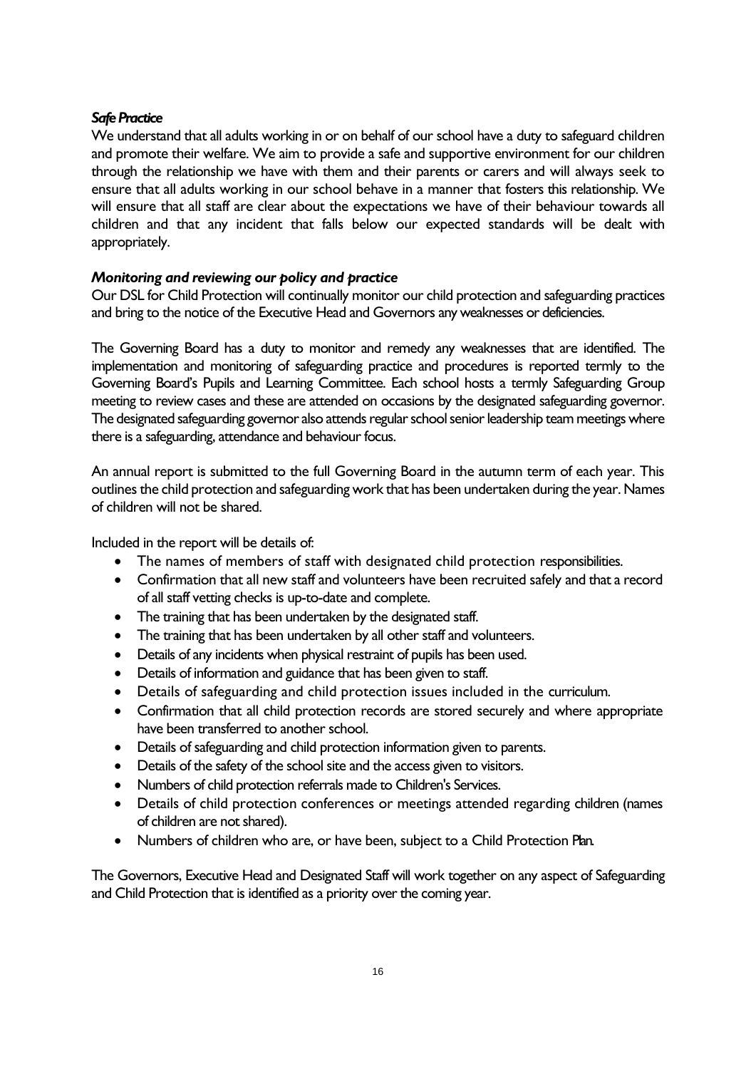### *Safe Practice*

We understand that all adults working in or on behalf of our school have a duty to safeguard children and promote their welfare. We aim to provide a safe and supportive environment for our children through the relationship we have with them and their parents or carers and will always seek to ensure that all adults working in our school behave in a manner that fosters this relationship. We will ensure that all staff are clear about the expectations we have of their behaviour towards all children and that any incident that falls below our expected standards will be dealt with appropriately.

### *Monitoring and reviewing our policy and practice*

Our DSL for Child Protection will continually monitor our child protection and safeguarding practices and bring to the notice of the Executive Head and Governors any weaknesses or deficiencies.

The Governing Board has a duty to monitor and remedy any weaknesses that are identified. The implementation and monitoring of safeguarding practice and procedures is reported termly to the Governing Board's Pupils and Learning Committee. Each school hosts a termly Safeguarding Group meeting to review cases and these are attended on occasions by the designated safeguarding governor. The designated safeguarding governor also attends regular school senior leadership team meetings where there is a safeguarding, attendance and behaviour focus.

An annual report is submitted to the full Governing Board in the autumn term of each year. This outlines the child protection and safeguarding work that has been undertaken during the year. Names of children will not be shared.

Included in the report will be details of:

- The names of members of staff with designated child protection responsibilities.
- Confirmation that all new staff and volunteers have been recruited safely and that a record of all staff vetting checks is up-to-date and complete.
- The training that has been undertaken by the designated staff.
- The training that has been undertaken by all other staff and volunteers.
- Details of any incidents when physical restraint of pupils has been used.
- Details of information and guidance that has been given to staff.
- Details of safeguarding and child protection issues included in the curriculum.
- Confirmation that all child protection records are stored securely and where appropriate have been transferred to another school.
- Details of safeguarding and child protection information given to parents.
- Details of the safety of the school site and the access given to visitors.
- Numbers of child protection referrals made to Children's Services.
- Details of child protection conferences or meetings attended regarding children (names of children are not shared).
- Numbers of children who are, or have been, subject to a Child Protection Plan.

The Governors, Executive Head and Designated Staff will work together on any aspect of Safeguarding and Child Protection that is identified as a priority over the coming year.